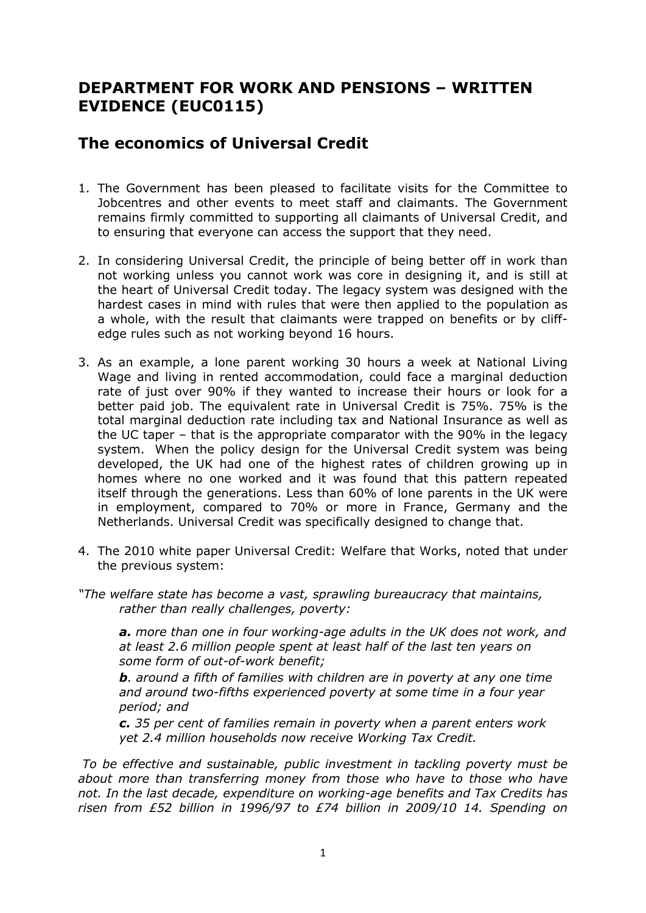# DEPARTMENT FOR WORK AND PENSIONS – WRITTEN EVIDENCE (EUC0115)

## The economics of Universal Credit

1. The Government has been pleased to facilitate visits for the Committee to Jobcentres and other events to meet staff and claimants. The Government remains firmly committed to supporting all claimants of Universal Credit, and to ensuring that everyone can access the support that they need.

2. In considering Universal Credit, the principle of being better off in work than not working unless you cannot work was core in designing it, and is still at the heart of Universal Credit today. The legacy system was designed with the hardest cases in mind with rules that were then applied to the population as a whole, with the result that claimants were trapped on benefits or by cliff-edge rules such as not working beyond 16 hours.

3. As an example, a lone parent working 30 hours a week at National Living Wage and living in rented accommodation, could face a marginal deduction rate of just over 90% if they wanted to increase their hours or look for a better paid job. The equivalent rate in Universal Credit is 75%. 75% is the total marginal deduction rate including tax and National Insurance as well as the UC taper – that is the appropriate comparator with the 90% in the legacy system. When the policy design for the Universal Credit system was being developed, the UK had one of the highest rates of children growing up in homes where no one worked and it was found that this pattern repeated itself through the generations. Less than 60% of lone parents in the UK were in employment, compared to 70% or more in France, Germany and the Netherlands. Universal Credit was specifically designed to change that.

4. The 2010 white paper Universal Credit: Welfare that Works, noted that under the previous system:

*"The welfare state has become a vast, sprawling bureaucracy that maintains, rather than really challenges, poverty:*

> ***a.*** *more than one in four working-age adults in the UK does not work, and at least 2.6 million people spent at least half of the last ten years on some form of out-of-work benefit;*
>
> ***b****. around a fifth of families with children are in poverty at any one time and around two-fifths experienced poverty at some time in a four year period; and*
>
> ***c.*** *35 per cent of families remain in poverty when a parent enters work yet 2.4 million households now receive Working Tax Credit.*

*To be effective and sustainable, public investment in tackling poverty must be about more than transferring money from those who have to those who have not. In the last decade, expenditure on working-age benefits and Tax Credits has risen from £52 billion in 1996/97 to £74 billion in 2009/10 14. Spending on*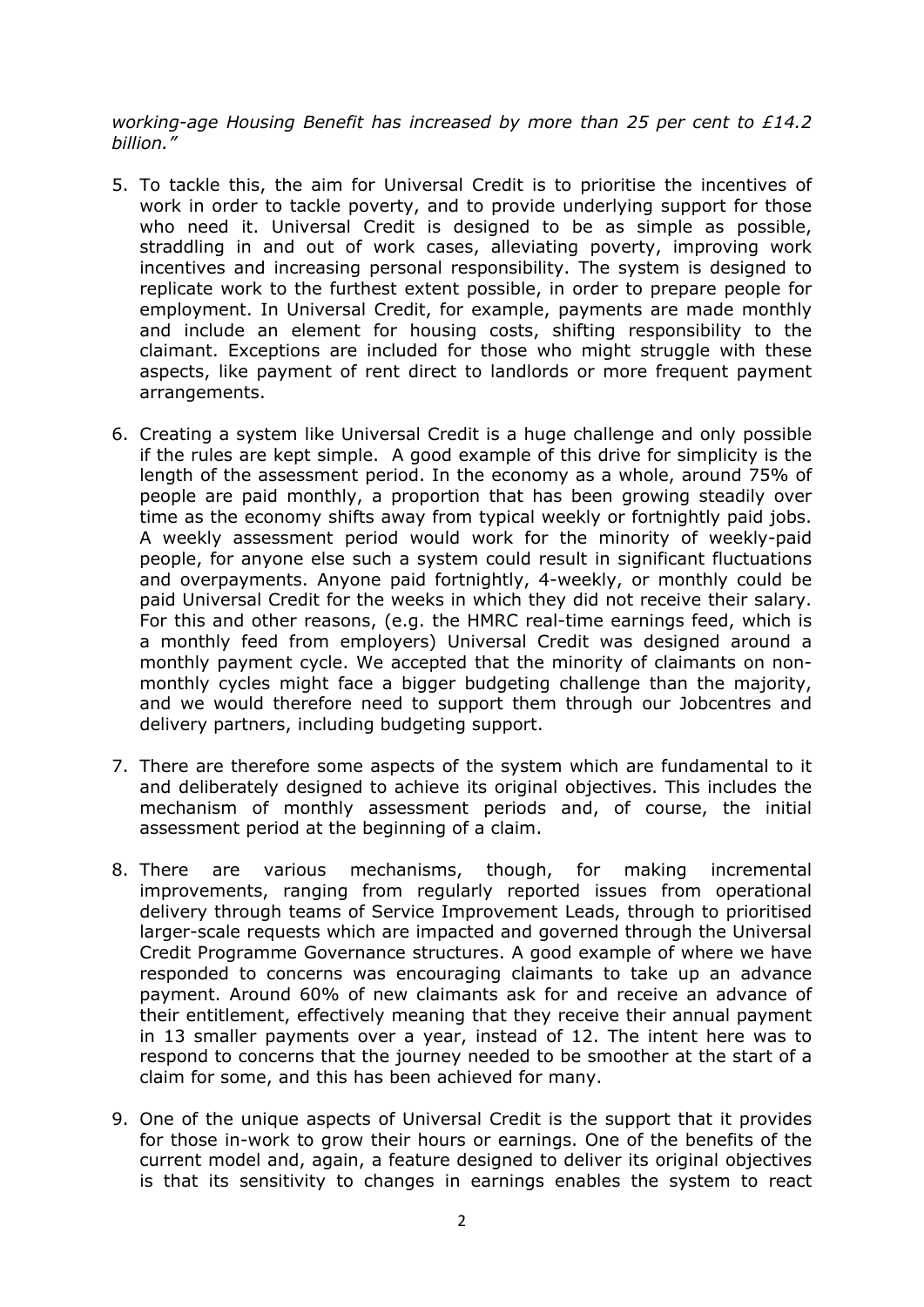*working-age Housing Benefit has increased by more than 25 per cent to £14.2 billion."*

5. To tackle this, the aim for Universal Credit is to prioritise the incentives of work in order to tackle poverty, and to provide underlying support for those who need it. Universal Credit is designed to be as simple as possible, straddling in and out of work cases, alleviating poverty, improving work incentives and increasing personal responsibility. The system is designed to replicate work to the furthest extent possible, in order to prepare people for employment. In Universal Credit, for example, payments are made monthly and include an element for housing costs, shifting responsibility to the claimant. Exceptions are included for those who might struggle with these aspects, like payment of rent direct to landlords or more frequent payment arrangements.

6. Creating a system like Universal Credit is a huge challenge and only possible if the rules are kept simple. A good example of this drive for simplicity is the length of the assessment period. In the economy as a whole, around 75% of people are paid monthly, a proportion that has been growing steadily over time as the economy shifts away from typical weekly or fortnightly paid jobs. A weekly assessment period would work for the minority of weekly-paid people, for anyone else such a system could result in significant fluctuations and overpayments. Anyone paid fortnightly, 4-weekly, or monthly could be paid Universal Credit for the weeks in which they did not receive their salary. For this and other reasons, (e.g. the HMRC real-time earnings feed, which is a monthly feed from employers) Universal Credit was designed around a monthly payment cycle. We accepted that the minority of claimants on non-monthly cycles might face a bigger budgeting challenge than the majority, and we would therefore need to support them through our Jobcentres and delivery partners, including budgeting support.

7. There are therefore some aspects of the system which are fundamental to it and deliberately designed to achieve its original objectives. This includes the mechanism of monthly assessment periods and, of course, the initial assessment period at the beginning of a claim.

8. There are various mechanisms, though, for making incremental improvements, ranging from regularly reported issues from operational delivery through teams of Service Improvement Leads, through to prioritised larger-scale requests which are impacted and governed through the Universal Credit Programme Governance structures. A good example of where we have responded to concerns was encouraging claimants to take up an advance payment. Around 60% of new claimants ask for and receive an advance of their entitlement, effectively meaning that they receive their annual payment in 13 smaller payments over a year, instead of 12. The intent here was to respond to concerns that the journey needed to be smoother at the start of a claim for some, and this has been achieved for many.

9. One of the unique aspects of Universal Credit is the support that it provides for those in-work to grow their hours or earnings. One of the benefits of the current model and, again, a feature designed to deliver its original objectives is that its sensitivity to changes in earnings enables the system to react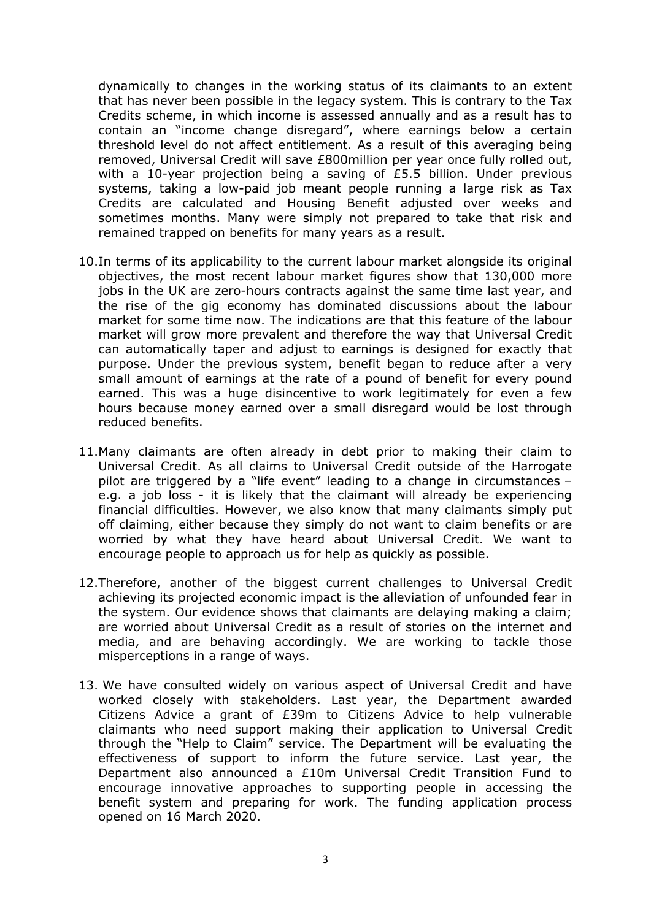dynamically to changes in the working status of its claimants to an extent that has never been possible in the legacy system. This is contrary to the Tax Credits scheme, in which income is assessed annually and as a result has to contain an "income change disregard", where earnings below a certain threshold level do not affect entitlement. As a result of this averaging being removed, Universal Credit will save £800million per year once fully rolled out, with a 10-year projection being a saving of £5.5 billion. Under previous systems, taking a low-paid job meant people running a large risk as Tax Credits are calculated and Housing Benefit adjusted over weeks and sometimes months. Many were simply not prepared to take that risk and remained trapped on benefits for many years as a result.

10. In terms of its applicability to the current labour market alongside its original objectives, the most recent labour market figures show that 130,000 more jobs in the UK are zero-hours contracts against the same time last year, and the rise of the gig economy has dominated discussions about the labour market for some time now. The indications are that this feature of the labour market will grow more prevalent and therefore the way that Universal Credit can automatically taper and adjust to earnings is designed for exactly that purpose. Under the previous system, benefit began to reduce after a very small amount of earnings at the rate of a pound of benefit for every pound earned. This was a huge disincentive to work legitimately for even a few hours because money earned over a small disregard would be lost through reduced benefits.

11. Many claimants are often already in debt prior to making their claim to Universal Credit. As all claims to Universal Credit outside of the Harrogate pilot are triggered by a "life event" leading to a change in circumstances – e.g. a job loss - it is likely that the claimant will already be experiencing financial difficulties. However, we also know that many claimants simply put off claiming, either because they simply do not want to claim benefits or are worried by what they have heard about Universal Credit. We want to encourage people to approach us for help as quickly as possible.

12. Therefore, another of the biggest current challenges to Universal Credit achieving its projected economic impact is the alleviation of unfounded fear in the system. Our evidence shows that claimants are delaying making a claim; are worried about Universal Credit as a result of stories on the internet and media, and are behaving accordingly. We are working to tackle those misperceptions in a range of ways.

13. We have consulted widely on various aspect of Universal Credit and have worked closely with stakeholders. Last year, the Department awarded Citizens Advice a grant of £39m to Citizens Advice to help vulnerable claimants who need support making their application to Universal Credit through the "Help to Claim" service. The Department will be evaluating the effectiveness of support to inform the future service. Last year, the Department also announced a £10m Universal Credit Transition Fund to encourage innovative approaches to supporting people in accessing the benefit system and preparing for work. The funding application process opened on 16 March 2020.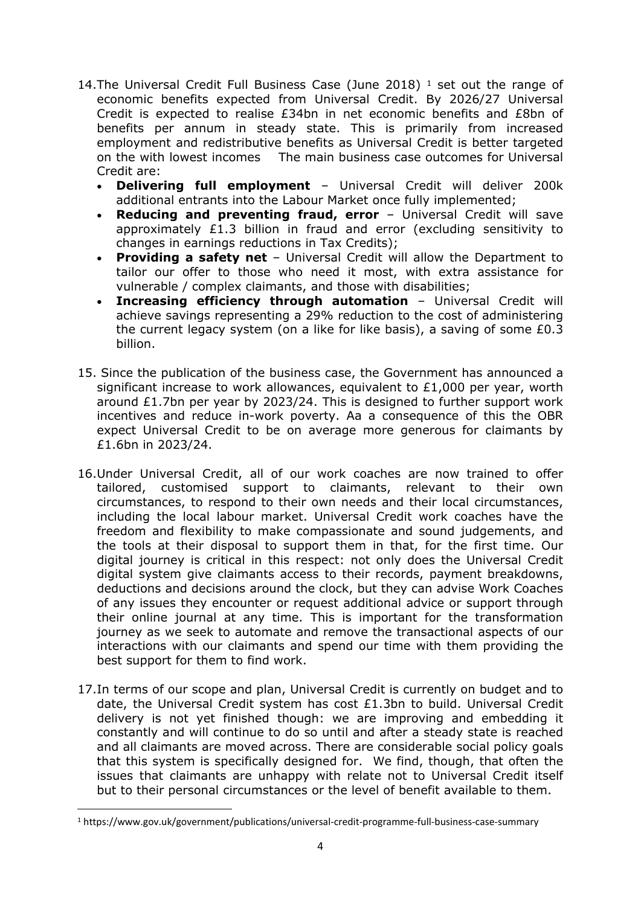14. The Universal Credit Full Business Case (June 2018) [1] set out the range of economic benefits expected from Universal Credit. By 2026/27 Universal Credit is expected to realise £34bn in net economic benefits and £8bn of benefits per annum in steady state. This is primarily from increased employment and redistributive benefits as Universal Credit is better targeted on the with lowest incomes   The main business case outcomes for Universal Credit are:
    - **Delivering full employment** – Universal Credit will deliver 200k additional entrants into the Labour Market once fully implemented;
    - **Reducing and preventing fraud, error** – Universal Credit will save approximately £1.3 billion in fraud and error (excluding sensitivity to changes in earnings reductions in Tax Credits);
    - **Providing a safety net** – Universal Credit will allow the Department to tailor our offer to those who need it most, with extra assistance for vulnerable / complex claimants, and those with disabilities;
    - **Increasing efficiency through automation** – Universal Credit will achieve savings representing a 29% reduction to the cost of administering the current legacy system (on a like for like basis), a saving of some £0.3 billion.

15. Since the publication of the business case, the Government has announced a significant increase to work allowances, equivalent to £1,000 per year, worth around £1.7bn per year by 2023/24. This is designed to further support work incentives and reduce in-work poverty. Aa a consequence of this the OBR expect Universal Credit to be on average more generous for claimants by £1.6bn in 2023/24.

16. Under Universal Credit, all of our work coaches are now trained to offer tailored, customised support to claimants, relevant to their own circumstances, to respond to their own needs and their local circumstances, including the local labour market. Universal Credit work coaches have the freedom and flexibility to make compassionate and sound judgements, and the tools at their disposal to support them in that, for the first time. Our digital journey is critical in this respect: not only does the Universal Credit digital system give claimants access to their records, payment breakdowns, deductions and decisions around the clock, but they can advise Work Coaches of any issues they encounter or request additional advice or support through their online journal at any time. This is important for the transformation journey as we seek to automate and remove the transactional aspects of our interactions with our claimants and spend our time with them providing the best support for them to find work.

17. In terms of our scope and plan, Universal Credit is currently on budget and to date, the Universal Credit system has cost £1.3bn to build. Universal Credit delivery is not yet finished though: we are improving and embedding it constantly and will continue to do so until and after a steady state is reached and all claimants are moved across. There are considerable social policy goals that this system is specifically designed for.  We find, though, that often the issues that claimants are unhappy with relate not to Universal Credit itself but to their personal circumstances or the level of benefit available to them.

[1] https://www.gov.uk/government/publications/universal-credit-programme-full-business-case-summary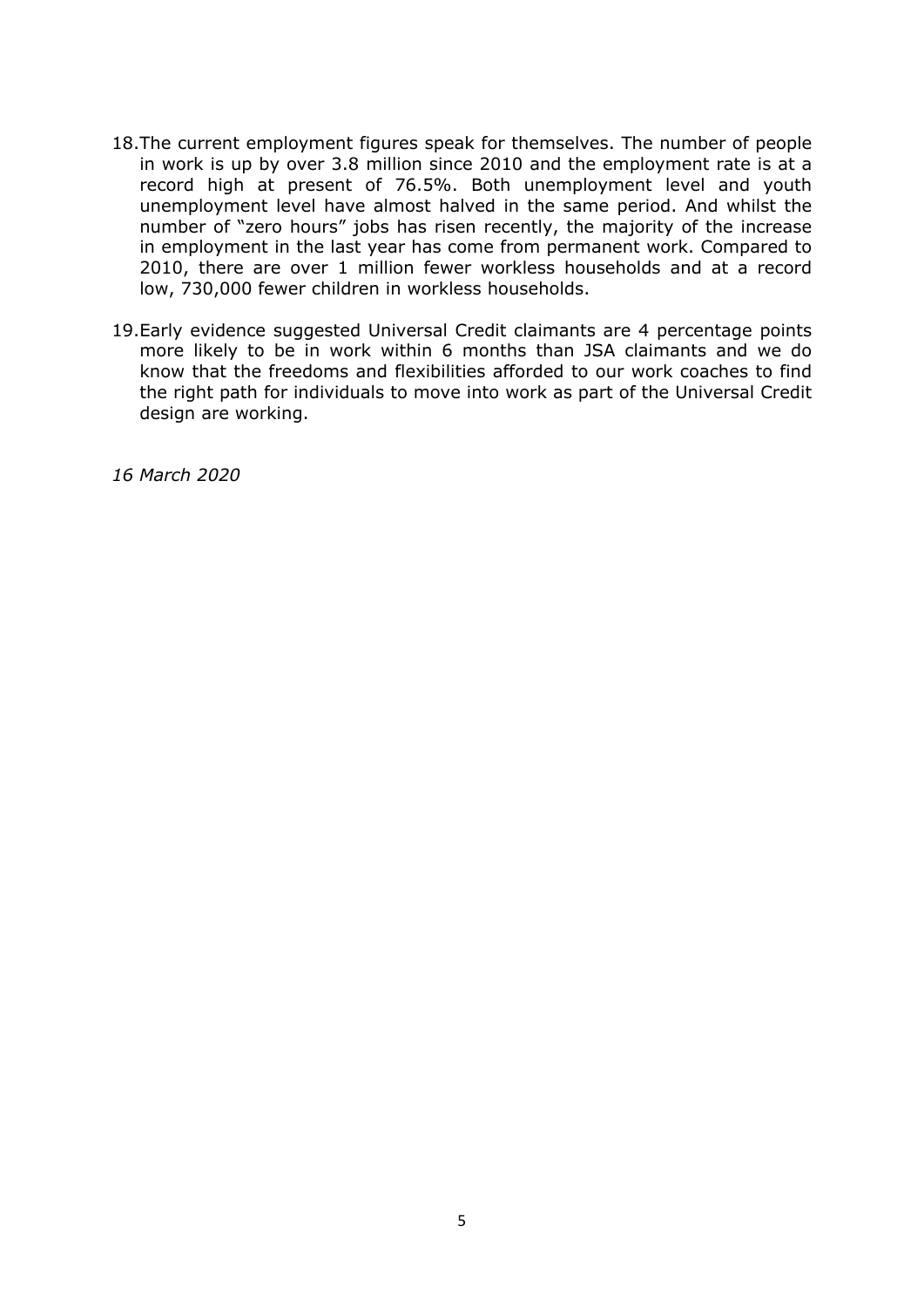18. The current employment figures speak for themselves. The number of people in work is up by over 3.8 million since 2010 and the employment rate is at a record high at present of 76.5%. Both unemployment level and youth unemployment level have almost halved in the same period. And whilst the number of "zero hours" jobs has risen recently, the majority of the increase in employment in the last year has come from permanent work. Compared to 2010, there are over 1 million fewer workless households and at a record low, 730,000 fewer children in workless households.

19. Early evidence suggested Universal Credit claimants are 4 percentage points more likely to be in work within 6 months than JSA claimants and we do know that the freedoms and flexibilities afforded to our work coaches to find the right path for individuals to move into work as part of the Universal Credit design are working.

*16 March 2020*